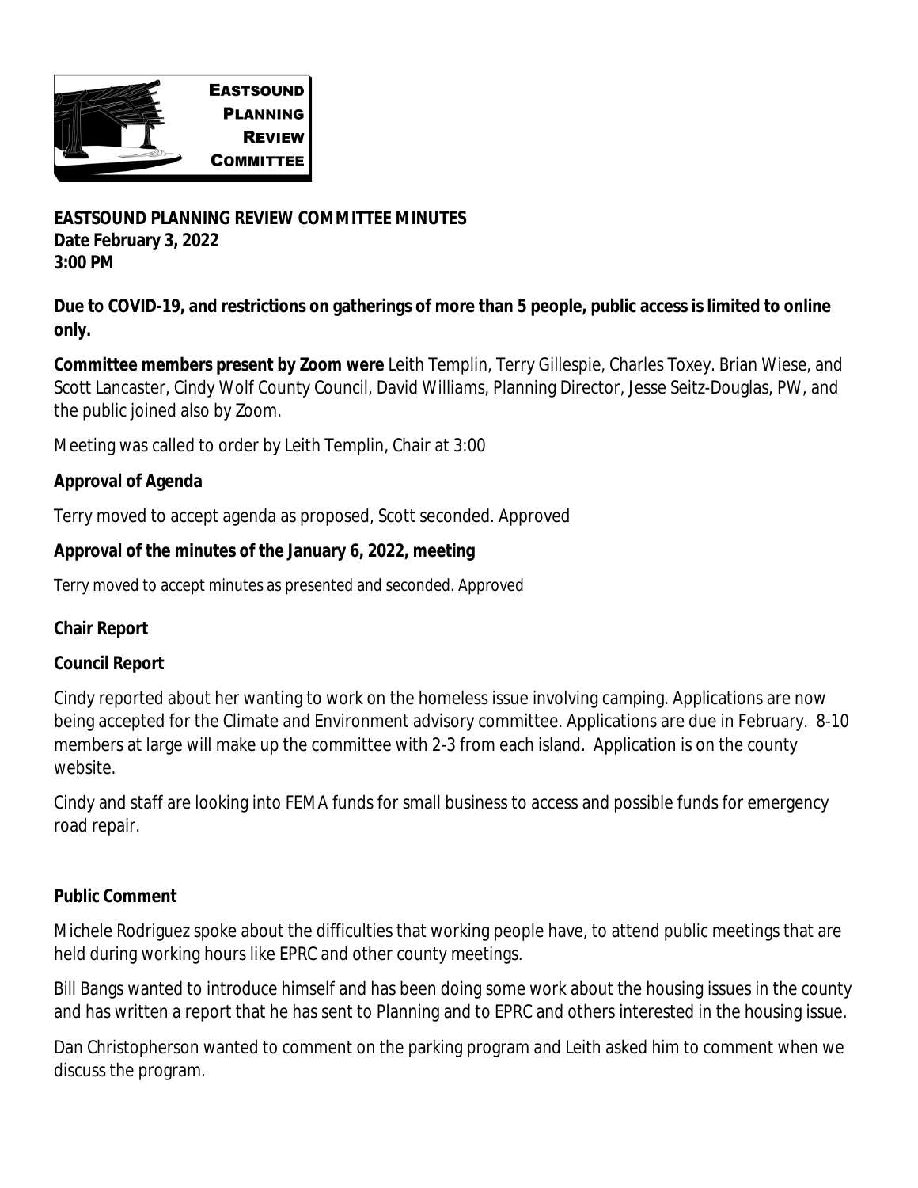EASTSOUND PLANNING REVIEW COMMITTEE

**EASTSOUND PLANNING REVIEW COMMITTEE MINUTES**
**Date February 3, 2022**
**3:00 PM**

**Due to COVID-19, and restrictions on gatherings of more than 5 people, public access is limited to online only.**

**Committee members present by Zoom were** Leith Templin, Terry Gillespie, Charles Toxey. Brian Wiese, and Scott Lancaster, Cindy Wolf County Council, David Williams, Planning Director, Jesse Seitz-Douglas, PW, and the public joined also by Zoom.

Meeting was called to order by Leith Templin, Chair at 3:00

**Approval of Agenda**

Terry moved to accept agenda as proposed, Scott seconded. Approved

**Approval of the minutes of the January 6, 2022, meeting**

Terry moved to accept minutes as presented and seconded. Approved

**Chair Report**

**Council Report**

Cindy reported about her wanting to work on the homeless issue involving camping. Applications are now being accepted for the Climate and Environment advisory committee. Applications are due in February. 8-10 members at large will make up the committee with 2-3 from each island. Application is on the county website.

Cindy and staff are looking into FEMA funds for small business to access and possible funds for emergency road repair.

**Public Comment**

Michele Rodriguez spoke about the difficulties that working people have, to attend public meetings that are held during working hours like EPRC and other county meetings.

Bill Bangs wanted to introduce himself and has been doing some work about the housing issues in the county and has written a report that he has sent to Planning and to EPRC and others interested in the housing issue.

Dan Christopherson wanted to comment on the parking program and Leith asked him to comment when we discuss the program.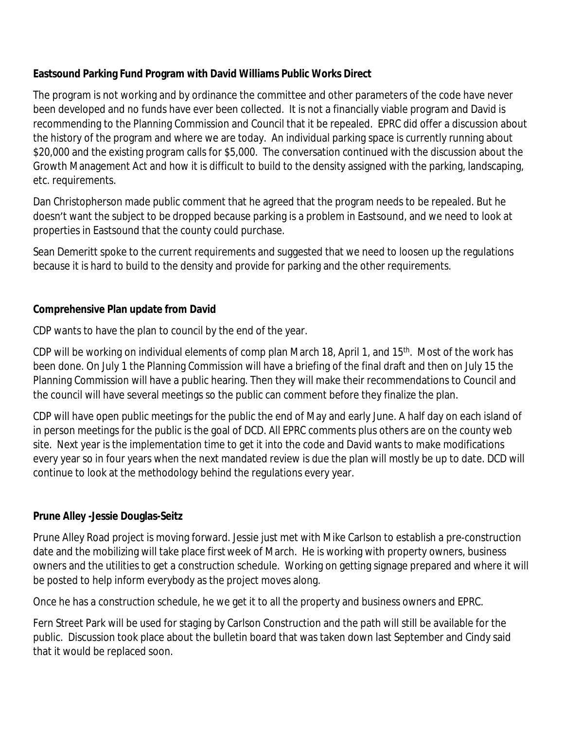**Eastsound Parking Fund Program with David Williams Public Works Direct**

The program is not working and by ordinance the committee and other parameters of the code have never been developed and no funds have ever been collected. It is not a financially viable program and David is recommending to the Planning Commission and Council that it be repealed. EPRC did offer a discussion about the history of the program and where we are today. An individual parking space is currently running about \$20,000 and the existing program calls for \$5,000. The conversation continued with the discussion about the Growth Management Act and how it is difficult to build to the density assigned with the parking, landscaping, etc. requirements.

Dan Christopherson made public comment that he agreed that the program needs to be repealed. But he doesn't want the subject to be dropped because parking is a problem in Eastsound, and we need to look at properties in Eastsound that the county could purchase.

Sean Demeritt spoke to the current requirements and suggested that we need to loosen up the regulations because it is hard to build to the density and provide for parking and the other requirements.

**Comprehensive Plan update from David**

CDP wants to have the plan to council by the end of the year.

CDP will be working on individual elements of comp plan March 18, April 1, and 15th. Most of the work has been done. On July 1 the Planning Commission will have a briefing of the final draft and then on July 15 the Planning Commission will have a public hearing. Then they will make their recommendations to Council and the council will have several meetings so the public can comment before they finalize the plan.

CDP will have open public meetings for the public the end of May and early June. A half day on each island of in person meetings for the public is the goal of DCD. All EPRC comments plus others are on the county web site. Next year is the implementation time to get it into the code and David wants to make modifications every year so in four years when the next mandated review is due the plan will mostly be up to date. DCD will continue to look at the methodology behind the regulations every year.

**Prune Alley -Jessie Douglas-Seitz**

Prune Alley Road project is moving forward. Jessie just met with Mike Carlson to establish a pre-construction date and the mobilizing will take place first week of March. He is working with property owners, business owners and the utilities to get a construction schedule. Working on getting signage prepared and where it will be posted to help inform everybody as the project moves along.

Once he has a construction schedule, he we get it to all the property and business owners and EPRC.

Fern Street Park will be used for staging by Carlson Construction and the path will still be available for the public. Discussion took place about the bulletin board that was taken down last September and Cindy said that it would be replaced soon.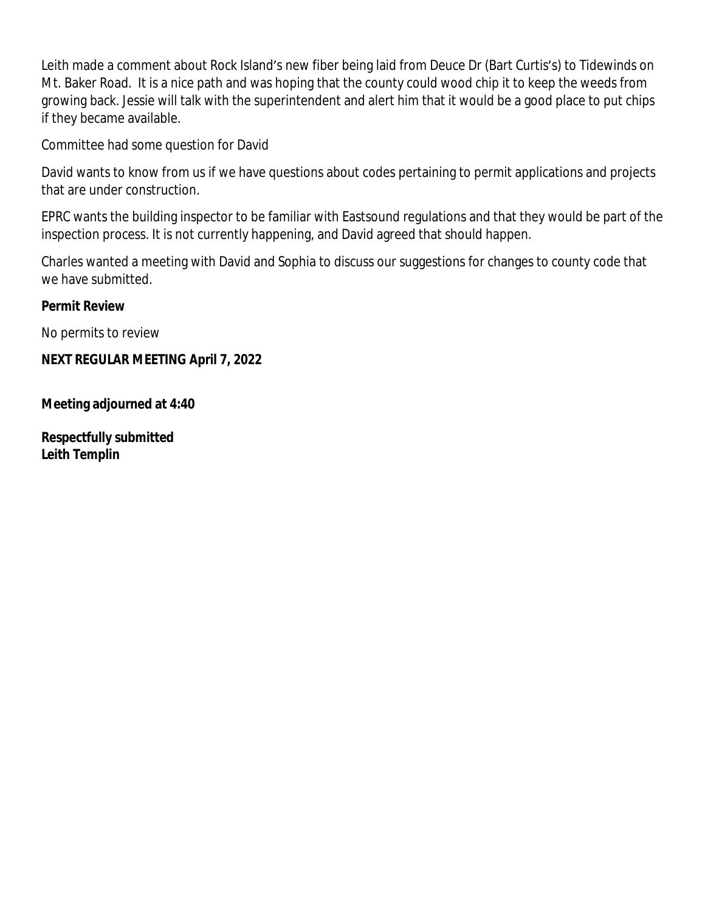Leith made a comment about Rock Island's new fiber being laid from Deuce Dr (Bart Curtis's) to Tidewinds on Mt. Baker Road. It is a nice path and was hoping that the county could wood chip it to keep the weeds from growing back. Jessie will talk with the superintendent and alert him that it would be a good place to put chips if they became available.

Committee had some question for David

David wants to know from us if we have questions about codes pertaining to permit applications and projects that are under construction.

EPRC wants the building inspector to be familiar with Eastsound regulations and that they would be part of the inspection process. It is not currently happening, and David agreed that should happen.

Charles wanted a meeting with David and Sophia to discuss our suggestions for changes to county code that we have submitted.

**Permit Review**

No permits to review

**NEXT REGULAR MEETING April 7, 2022**

**Meeting adjourned at 4:40**

**Respectfully submitted**
**Leith Templin**